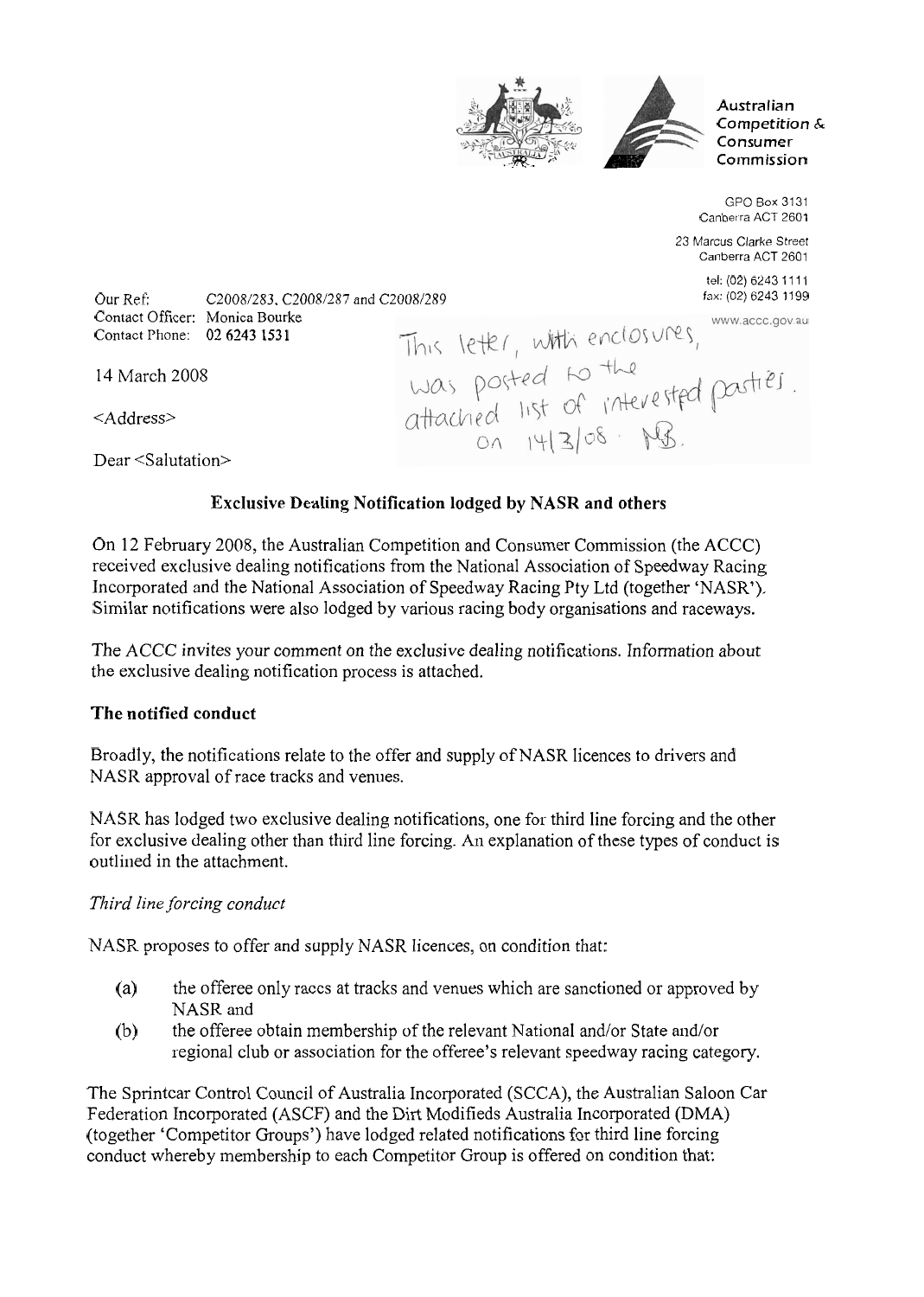Australian Competition & Consumer Commission

GPO Box 3131
Canberra ACT 2601

23 Marcus Clarke Street
Canberra ACT 2601

tel: (02) 6243 1111
fax: (02) 6243 1199

www.accc.gov.au

Our Ref: C2008/283, C2008/287 and C2008/289
Contact Officer: Monica Bourke
Contact Phone: 02 6243 1531

This letter, with enclosures, was posted to the attached list of interested parties on 14/3/08. MB.

14 March 2008

<Address>

Dear <Salutation>

**Exclusive Dealing Notification lodged by NASR and others**

On 12 February 2008, the Australian Competition and Consumer Commission (the ACCC) received exclusive dealing notifications from the National Association of Speedway Racing Incorporated and the National Association of Speedway Racing Pty Ltd (together 'NASR'). Similar notifications were also lodged by various racing body organisations and raceways.

The ACCC invites your comment on the exclusive dealing notifications. Information about the exclusive dealing notification process is attached.

**The notified conduct**

Broadly, the notifications relate to the offer and supply of NASR licences to drivers and NASR approval of race tracks and venues.

NASR has lodged two exclusive dealing notifications, one for third line forcing and the other for exclusive dealing other than third line forcing. An explanation of these types of conduct is outlined in the attachment.

*Third line forcing conduct*

NASR proposes to offer and supply NASR licences, on condition that:

(a) the offeree only races at tracks and venues which are sanctioned or approved by NASR and

(b) the offeree obtain membership of the relevant National and/or State and/or regional club or association for the offeree's relevant speedway racing category.

The Sprintcar Control Council of Australia Incorporated (SCCA), the Australian Saloon Car Federation Incorporated (ASCF) and the Dirt Modifieds Australia Incorporated (DMA) (together 'Competitor Groups') have lodged related notifications for third line forcing conduct whereby membership to each Competitor Group is offered on condition that: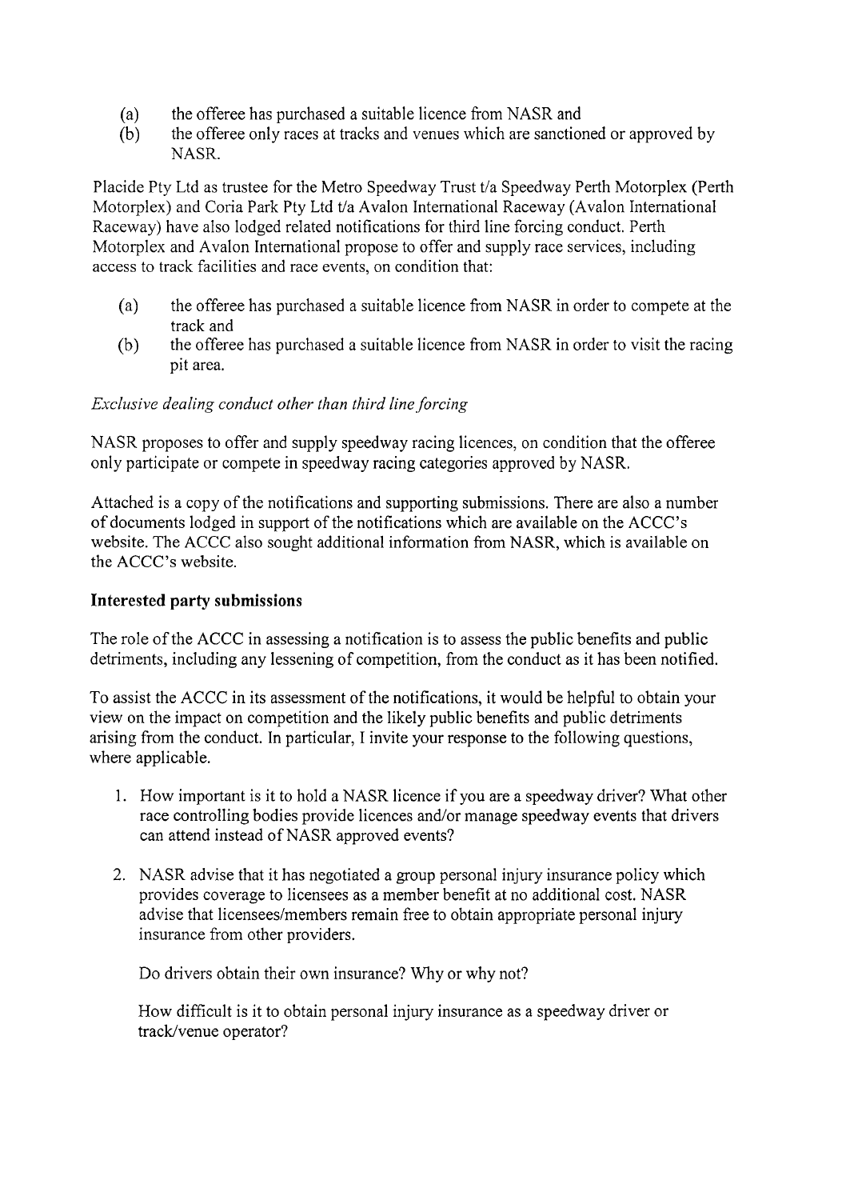(a) the offeree has purchased a suitable licence from NASR and
(b) the offeree only races at tracks and venues which are sanctioned or approved by NASR.

Placide Pty Ltd as trustee for the Metro Speedway Trust t/a Speedway Perth Motorplex (Perth Motorplex) and Coria Park Pty Ltd t/a Avalon International Raceway (Avalon International Raceway) have also lodged related notifications for third line forcing conduct. Perth Motorplex and Avalon International propose to offer and supply race services, including access to track facilities and race events, on condition that:

(a) the offeree has purchased a suitable licence from NASR in order to compete at the track and
(b) the offeree has purchased a suitable licence from NASR in order to visit the racing pit area.

*Exclusive dealing conduct other than third line forcing*

NASR proposes to offer and supply speedway racing licences, on condition that the offeree only participate or compete in speedway racing categories approved by NASR.

Attached is a copy of the notifications and supporting submissions. There are also a number of documents lodged in support of the notifications which are available on the ACCC's website. The ACCC also sought additional information from NASR, which is available on the ACCC's website.

**Interested party submissions**

The role of the ACCC in assessing a notification is to assess the public benefits and public detriments, including any lessening of competition, from the conduct as it has been notified.

To assist the ACCC in its assessment of the notifications, it would be helpful to obtain your view on the impact on competition and the likely public benefits and public detriments arising from the conduct. In particular, I invite your response to the following questions, where applicable.

1. How important is it to hold a NASR licence if you are a speedway driver? What other race controlling bodies provide licences and/or manage speedway events that drivers can attend instead of NASR approved events?

2. NASR advise that it has negotiated a group personal injury insurance policy which provides coverage to licensees as a member benefit at no additional cost. NASR advise that licensees/members remain free to obtain appropriate personal injury insurance from other providers.

   Do drivers obtain their own insurance? Why or why not?

   How difficult is it to obtain personal injury insurance as a speedway driver or track/venue operator?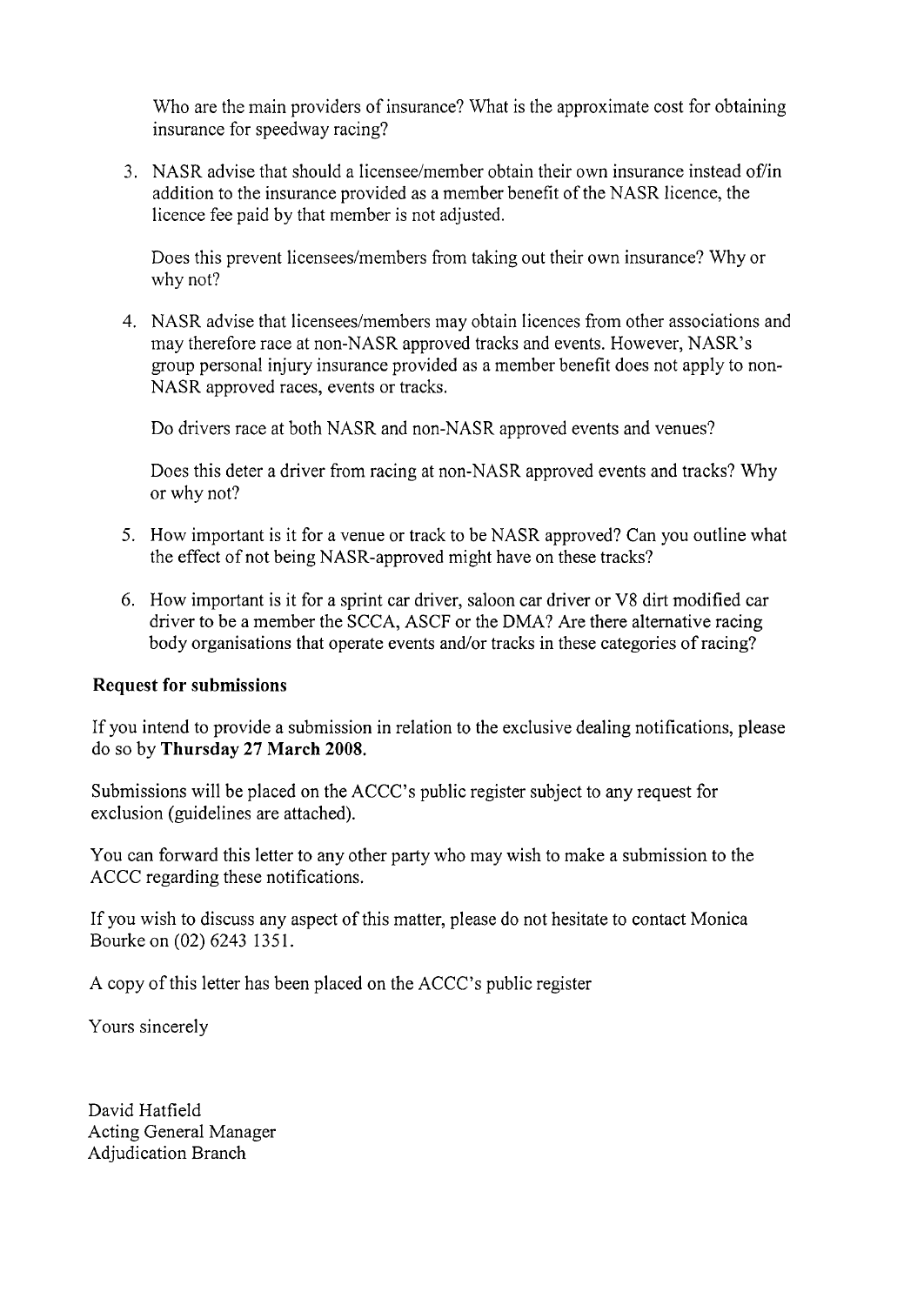Who are the main providers of insurance? What is the approximate cost for obtaining insurance for speedway racing?

3. NASR advise that should a licensee/member obtain their own insurance instead of/in addition to the insurance provided as a member benefit of the NASR licence, the licence fee paid by that member is not adjusted.

   Does this prevent licensees/members from taking out their own insurance? Why or why not?

4. NASR advise that licensees/members may obtain licences from other associations and may therefore race at non-NASR approved tracks and events. However, NASR's group personal injury insurance provided as a member benefit does not apply to non-NASR approved races, events or tracks.

   Do drivers race at both NASR and non-NASR approved events and venues?

   Does this deter a driver from racing at non-NASR approved events and tracks? Why or why not?

5. How important is it for a venue or track to be NASR approved? Can you outline what the effect of not being NASR-approved might have on these tracks?

6. How important is it for a sprint car driver, saloon car driver or V8 dirt modified car driver to be a member the SCCA, ASCF or the DMA? Are there alternative racing body organisations that operate events and/or tracks in these categories of racing?

**Request for submissions**

If you intend to provide a submission in relation to the exclusive dealing notifications, please do so by **Thursday 27 March 2008.**

Submissions will be placed on the ACCC's public register subject to any request for exclusion (guidelines are attached).

You can forward this letter to any other party who may wish to make a submission to the ACCC regarding these notifications.

If you wish to discuss any aspect of this matter, please do not hesitate to contact Monica Bourke on (02) 6243 1351.

A copy of this letter has been placed on the ACCC's public register

Yours sincerely

David Hatfield
Acting General Manager
Adjudication Branch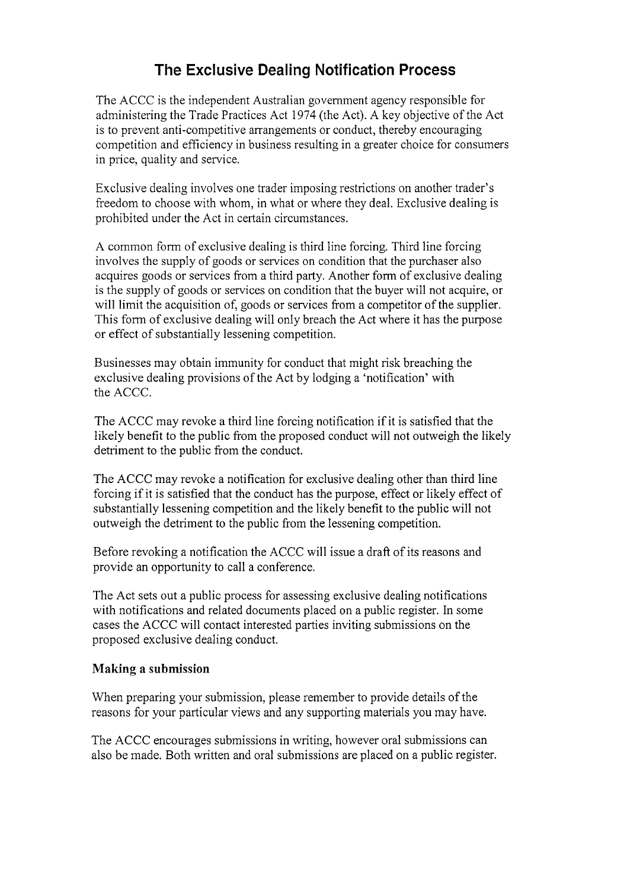# The Exclusive Dealing Notification Process

The ACCC is the independent Australian government agency responsible for administering the Trade Practices Act 1974 (the Act). A key objective of the Act is to prevent anti-competitive arrangements or conduct, thereby encouraging competition and efficiency in business resulting in a greater choice for consumers in price, quality and service.

Exclusive dealing involves one trader imposing restrictions on another trader's freedom to choose with whom, in what or where they deal. Exclusive dealing is prohibited under the Act in certain circumstances.

A common form of exclusive dealing is third line forcing. Third line forcing involves the supply of goods or services on condition that the purchaser also acquires goods or services from a third party. Another form of exclusive dealing is the supply of goods or services on condition that the buyer will not acquire, or will limit the acquisition of, goods or services from a competitor of the supplier. This form of exclusive dealing will only breach the Act where it has the purpose or effect of substantially lessening competition.

Businesses may obtain immunity for conduct that might risk breaching the exclusive dealing provisions of the Act by lodging a 'notification' with the ACCC.

The ACCC may revoke a third line forcing notification if it is satisfied that the likely benefit to the public from the proposed conduct will not outweigh the likely detriment to the public from the conduct.

The ACCC may revoke a notification for exclusive dealing other than third line forcing if it is satisfied that the conduct has the purpose, effect or likely effect of substantially lessening competition and the likely benefit to the public will not outweigh the detriment to the public from the lessening competition.

Before revoking a notification the ACCC will issue a draft of its reasons and provide an opportunity to call a conference.

The Act sets out a public process for assessing exclusive dealing notifications with notifications and related documents placed on a public register. In some cases the ACCC will contact interested parties inviting submissions on the proposed exclusive dealing conduct.

### Making a submission

When preparing your submission, please remember to provide details of the reasons for your particular views and any supporting materials you may have.

The ACCC encourages submissions in writing, however oral submissions can also be made. Both written and oral submissions are placed on a public register.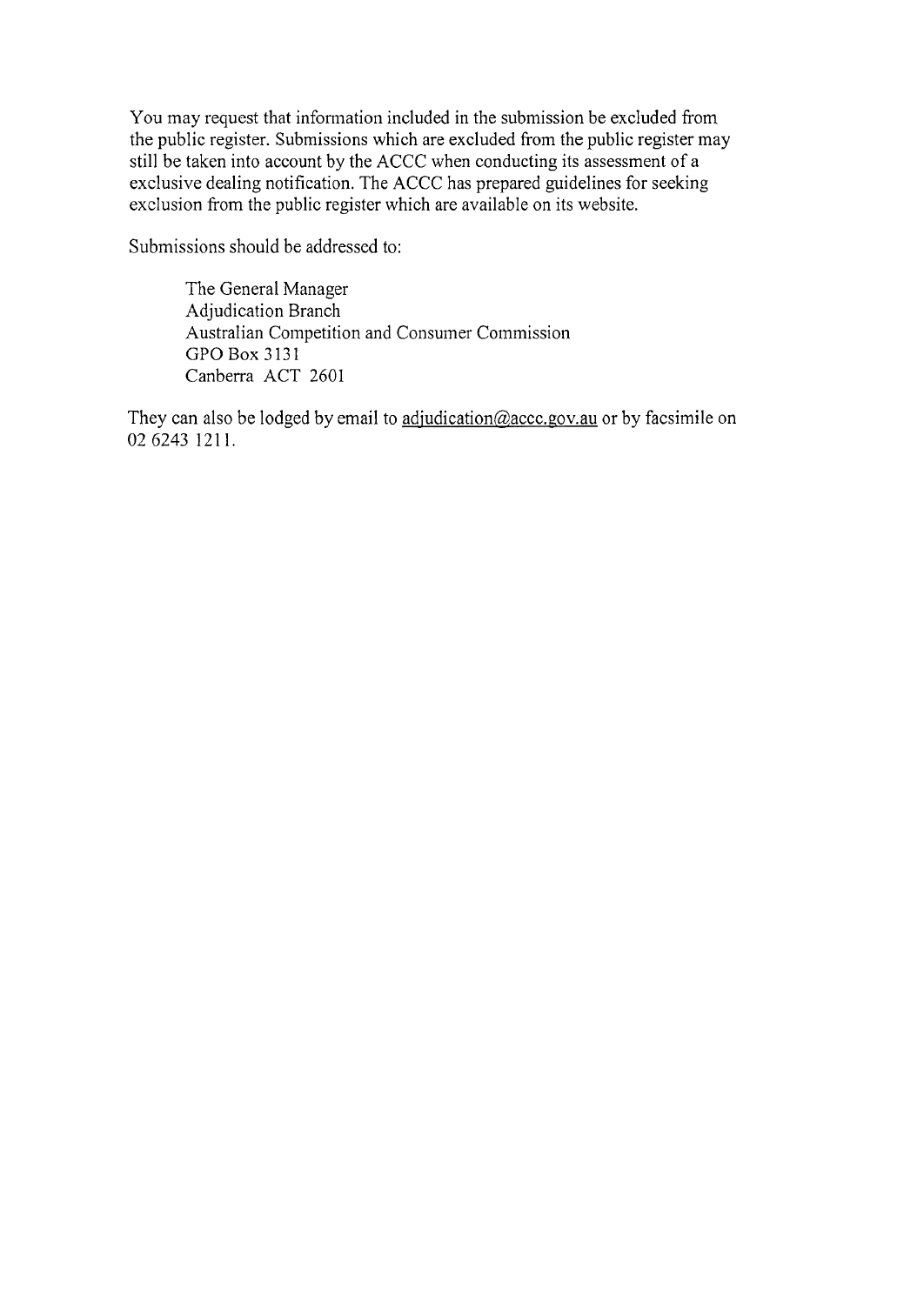You may request that information included in the submission be excluded from the public register. Submissions which are excluded from the public register may still be taken into account by the ACCC when conducting its assessment of a exclusive dealing notification. The ACCC has prepared guidelines for seeking exclusion from the public register which are available on its website.

Submissions should be addressed to:

> The General Manager
> Adjudication Branch
> Australian Competition and Consumer Commission
> GPO Box 3131
> Canberra ACT 2601

They can also be lodged by email to adjudication@accc.gov.au or by facsimile on 02 6243 1211.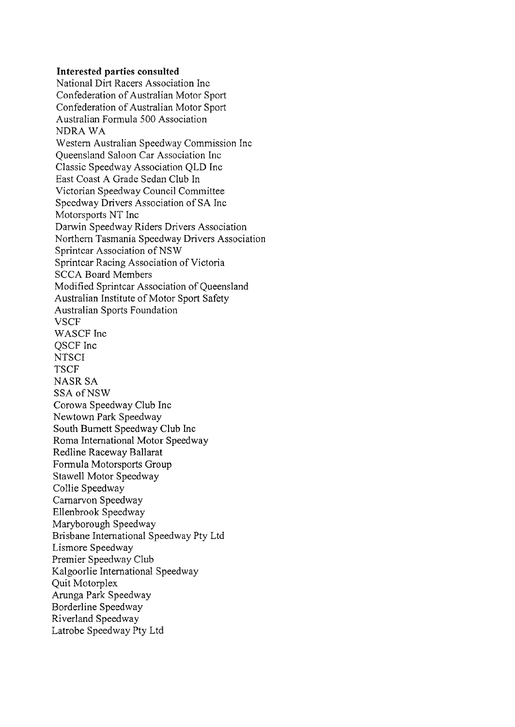**Interested parties consulted**

National Dirt Racers Association Inc
Confederation of Australian Motor Sport
Confederation of Australian Motor Sport
Australian Formula 500 Association
NDRA WA
Western Australian Speedway Commission Inc
Queensland Saloon Car Association Inc
Classic Speedway Association QLD Inc
East Coast A Grade Sedan Club In
Victorian Speedway Council Committee
Speedway Drivers Association of SA Inc
Motorsports NT Inc
Darwin Speedway Riders Drivers Association
Northern Tasmania Speedway Drivers Association
Sprintcar Association of NSW
Sprintcar Racing Association of Victoria
SCCA Board Members
Modified Sprintcar Association of Queensland
Australian Institute of Motor Sport Safety
Australian Sports Foundation
VSCF
WASCF Inc
QSCF Inc
NTSCI
TSCF
NASR SA
SSA of NSW
Corowa Speedway Club Inc
Newtown Park Speedway
South Burnett Speedway Club Inc
Roma International Motor Speedway
Redline Raceway Ballarat
Formula Motorsports Group
Stawell Motor Speedway
Collie Speedway
Carnarvon Speedway
Ellenbrook Speedway
Maryborough Speedway
Brisbane International Speedway Pty Ltd
Lismore Speedway
Premier Speedway Club
Kalgoorlie International Speedway
Quit Motorplex
Arunga Park Speedway
Borderline Speedway
Riverland Speedway
Latrobe Speedway Pty Ltd